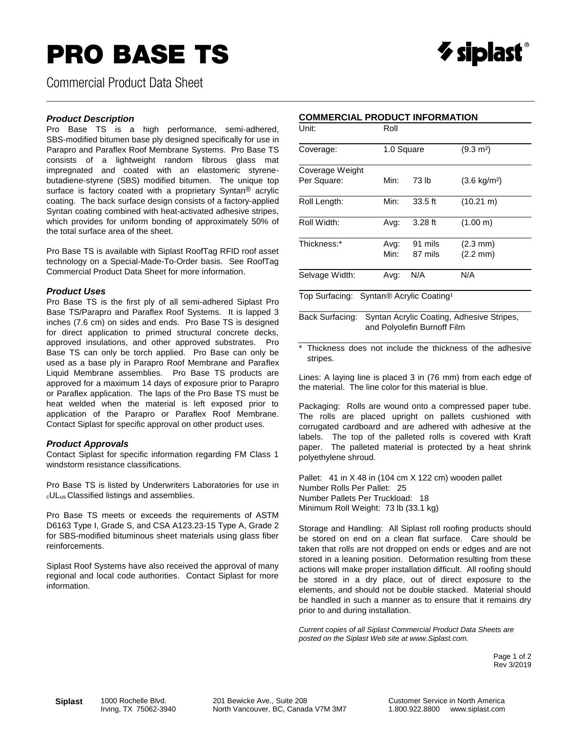# PRO BASE TS

Commercial Product Data Sheet

### *Product Description*

Pro Base TS is a high performance, semi-adhered, SBS-modified bitumen base ply designed specifically for use in Parapro and Paraflex Roof Membrane Systems. Pro Base TS consists of a lightweight random fibrous glass mat impregnated and coated with an elastomeric styrene-butadiene-styrene (SBS) modified bitumen. The unique top surface is factory coated with a proprietary Syntan® acrylic coating. The back surface design consists of a factory-applied Syntan coating combined with heat-activated adhesive stripes, which provides for uniform bonding of approximately 50% of the total surface area of the sheet.

Pro Base TS is available with Siplast RoofTag RFID roof asset technology on a Special-Made-To-Order basis. See RoofTag Commercial Product Data Sheet for more information.

### *Product Uses*

Pro Base TS is the first ply of all semi-adhered Siplast Pro Base TS/Parapro and Paraflex Roof Systems. It is lapped 3 inches (7.6 cm) on sides and ends. Pro Base TS is designed for direct application to primed structural concrete decks, approved insulations, and other approved substrates. Pro Base TS can only be torch applied. Pro Base can only be used as a base ply in Parapro Roof Membrane and Paraflex Liquid Membrane assemblies. Pro Base TS products are approved for a maximum 14 days of exposure prior to Parapro or Paraflex application. The laps of the Pro Base TS must be heat welded when the material is left exposed prior to application of the Parapro or Paraflex Roof Membrane. Contact Siplast for specific approval on other product uses.

### *Product Approvals*

Contact Siplast for specific information regarding FM Class 1 windstorm resistance classifications.

Pro Base TS is listed by Underwriters Laboratories for use in $_{c}$UL$_{us}$ Classified listings and assemblies.

Pro Base TS meets or exceeds the requirements of ASTM D6163 Type I, Grade S, and CSA A123.23-15 Type A, Grade 2 for SBS-modified bituminous sheet materials using glass fiber reinforcements.

Siplast Roof Systems have also received the approval of many regional and local code authorities. Contact Siplast for more information.

### COMMERCIAL PRODUCT INFORMATION

| | | | |
|---|---|---|---|
| Unit: | Roll | | |
| Coverage: | 1.0 Square | | (9.3 m²) |
| Coverage Weight Per Square: | Min: | 73 lb | (3.6 kg/m²) |
| Roll Length: | Min: | 33.5 ft | (10.21 m) |
| Roll Width: | Avg: | 3.28 ft | (1.00 m) |
| Thickness:* | Avg:<br>Min: | 91 mils<br>87 mils | (2.3 mm)<br>(2.2 mm) |
| Selvage Width: | Avg: | N/A | N/A |
| Top Surfacing: | Syntan® Acrylic Coating[1] | | |
| Back Surfacing: | Syntan Acrylic Coating, Adhesive Stripes, and Polyolefin Burnoff Film | | |

\* Thickness does not include the thickness of the adhesive stripes.

Lines: A laying line is placed 3 in (76 mm) from each edge of the material. The line color for this material is blue.

Packaging: Rolls are wound onto a compressed paper tube. The rolls are placed upright on pallets cushioned with corrugated cardboard and are adhered with adhesive at the labels. The top of the palleted rolls is covered with Kraft paper. The palleted material is protected by a heat shrink polyethylene shroud.

Pallet: 41 in X 48 in (104 cm X 122 cm) wooden pallet
Number Rolls Per Pallet: 25
Number Pallets Per Truckload: 18
Minimum Roll Weight: 73 lb (33.1 kg)

Storage and Handling: All Siplast roll roofing products should be stored on end on a clean flat surface. Care should be taken that rolls are not dropped on ends or edges and are not stored in a leaning position. Deformation resulting from these actions will make proper installation difficult. All roofing should be stored in a dry place, out of direct exposure to the elements, and should not be double stacked. Material should be handled in such a manner as to ensure that it remains dry prior to and during installation.

*Current copies of all Siplast Commercial Product Data Sheets are posted on the Siplast Web site at www.Siplast.com.*

Rev 3/2019

**Siplast** 1000 Rochelle Blvd. Irving, TX 75062-3940 | 201 Bewicke Ave., Suite 208 North Vancouver, BC, Canada V7M 3M7 | Customer Service in North America 1.800.922.8800 www.siplast.com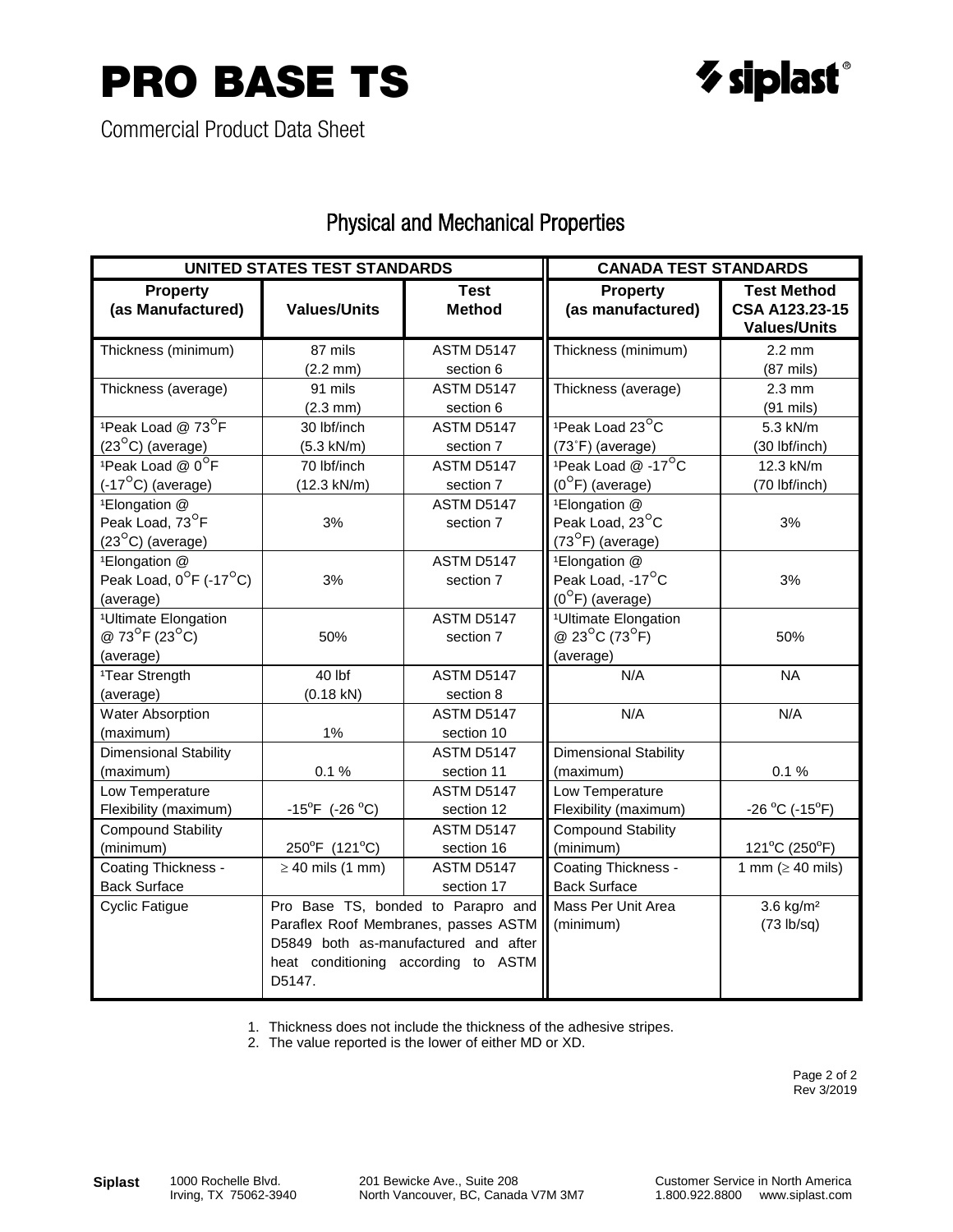# PRO BASE TS

Commercial Product Data Sheet

## Physical and Mechanical Properties

| UNITED STATES TEST STANDARDS | | | CANADA TEST STANDARDS | |
|---|---|---|---|---|
| **Property (as Manufactured)** | **Values/Units** | **Test Method** | **Property (as manufactured)** | **Test Method CSA A123.23-15 Values/Units** |
| Thickness (minimum) | 87 mils (2.2 mm) | ASTM D5147 section 6 | Thickness (minimum) | 2.2 mm (87 mils) |
| Thickness (average) | 91 mils (2.3 mm) | ASTM D5147 section 6 | Thickness (average) | 2.3 mm (91 mils) |
| [1]Peak Load @ 73°F (23°C) (average) | 30 lbf/inch (5.3 kN/m) | ASTM D5147 section 7 | [1]Peak Load 23°C (73°F) (average) | 5.3 kN/m (30 lbf/inch) |
| [1]Peak Load @ 0°F (-17°C) (average) | 70 lbf/inch (12.3 kN/m) | ASTM D5147 section 7 | [1]Peak Load @ -17°C (0°F) (average) | 12.3 kN/m (70 lbf/inch) |
| [1]Elongation @ Peak Load, 73°F (23°C) (average) | 3% | ASTM D5147 section 7 | [1]Elongation @ Peak Load, 23°C (73°F) (average) | 3% |
| [1]Elongation @ Peak Load, 0°F (-17°C) (average) | 3% | ASTM D5147 section 7 | [1]Elongation @ Peak Load, -17°C (0°F) (average) | 3% |
| [1]Ultimate Elongation @ 73°F (23°C) (average) | 50% | ASTM D5147 section 7 | [1]Ultimate Elongation @ 23°C (73°F) (average) | 50% |
| [1]Tear Strength (average) | 40 lbf (0.18 kN) | ASTM D5147 section 8 | N/A | NA |
| Water Absorption (maximum) | 1% | ASTM D5147 section 10 | N/A | N/A |
| Dimensional Stability (maximum) | 0.1 % | ASTM D5147 section 11 | Dimensional Stability (maximum) | 0.1 % |
| Low Temperature Flexibility (maximum) | -15°F (-26 °C) | ASTM D5147 section 12 | Low Temperature Flexibility (maximum) | -26 °C (-15°F) |
| Compound Stability (minimum) | 250°F (121°C) | ASTM D5147 section 16 | Compound Stability (minimum) | 121°C (250°F) |
| Coating Thickness - Back Surface | ≥ 40 mils (1 mm) | ASTM D5147 section 17 | Coating Thickness - Back Surface | 1 mm (≥ 40 mils) |
| Cyclic Fatigue | Pro Base TS, bonded to Parapro and Paraflex Roof Membranes, passes ASTM D5849 both as-manufactured and after heat conditioning according to ASTM D5147. | | Mass Per Unit Area (minimum) | 3.6 kg/m² (73 lb/sq) |

1. Thickness does not include the thickness of the adhesive stripes.
2. The value reported is the lower of either MD or XD.

Rev 3/2019

**Siplast** 1000 Rochelle Blvd. Irving, TX 75062-3940 | 201 Bewicke Ave., Suite 208 North Vancouver, BC, Canada V7M 3M7 | Customer Service in North America 1.800.922.8800 www.siplast.com